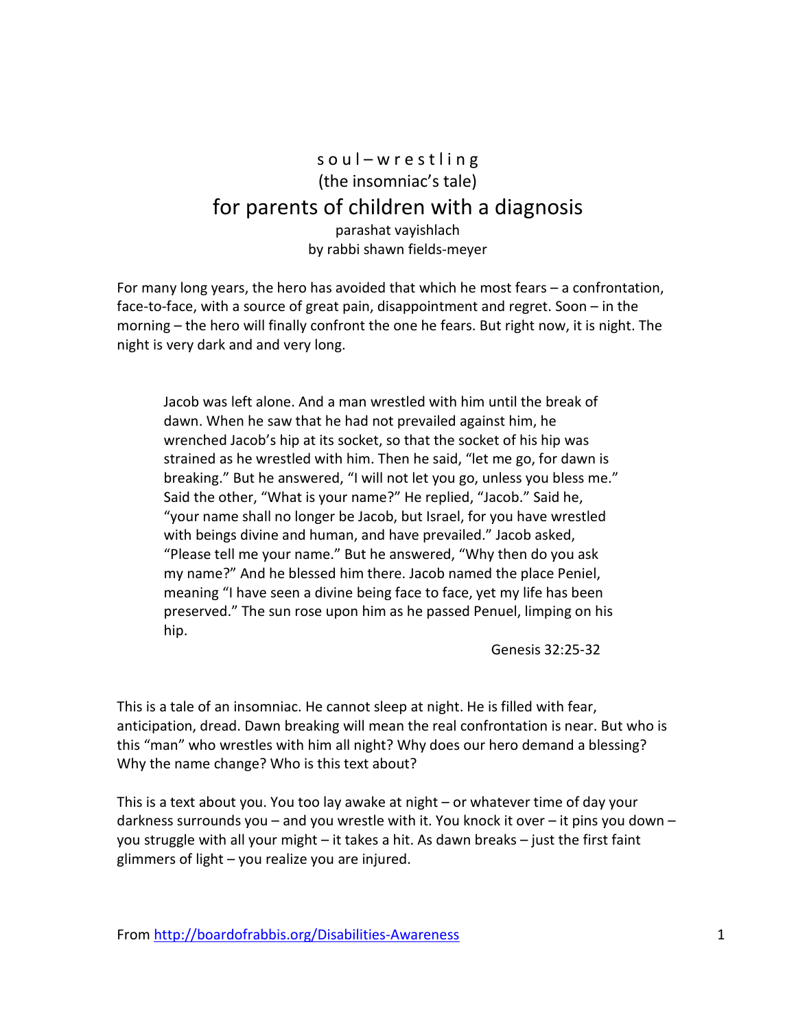# s o u l – w r e s t l i n g
## (the insomniac's tale)
# for parents of children with a diagnosis
parashat vayishlach
by rabbi shawn fields-meyer

For many long years, the hero has avoided that which he most fears – a confrontation, face-to-face, with a source of great pain, disappointment and regret. Soon – in the morning – the hero will finally confront the one he fears. But right now, it is night. The night is very dark and and very long.

> Jacob was left alone. And a man wrestled with him until the break of dawn. When he saw that he had not prevailed against him, he wrenched Jacob's hip at its socket, so that the socket of his hip was strained as he wrestled with him. Then he said, "let me go, for dawn is breaking." But he answered, "I will not let you go, unless you bless me." Said the other, "What is your name?" He replied, "Jacob." Said he, "your name shall no longer be Jacob, but Israel, for you have wrestled with beings divine and human, and have prevailed." Jacob asked, "Please tell me your name." But he answered, "Why then do you ask my name?" And he blessed him there. Jacob named the place Peniel, meaning "I have seen a divine being face to face, yet my life has been preserved." The sun rose upon him as he passed Penuel, limping on his hip.
>
> Genesis 32:25-32

This is a tale of an insomniac. He cannot sleep at night. He is filled with fear, anticipation, dread. Dawn breaking will mean the real confrontation is near. But who is this "man" who wrestles with him all night? Why does our hero demand a blessing? Why the name change? Who is this text about?

This is a text about you. You too lay awake at night – or whatever time of day your darkness surrounds you – and you wrestle with it. You knock it over – it pins you down – you struggle with all your might – it takes a hit. As dawn breaks – just the first faint glimmers of light – you realize you are injured.

From http://boardofrabbis.org/Disabilities-Awareness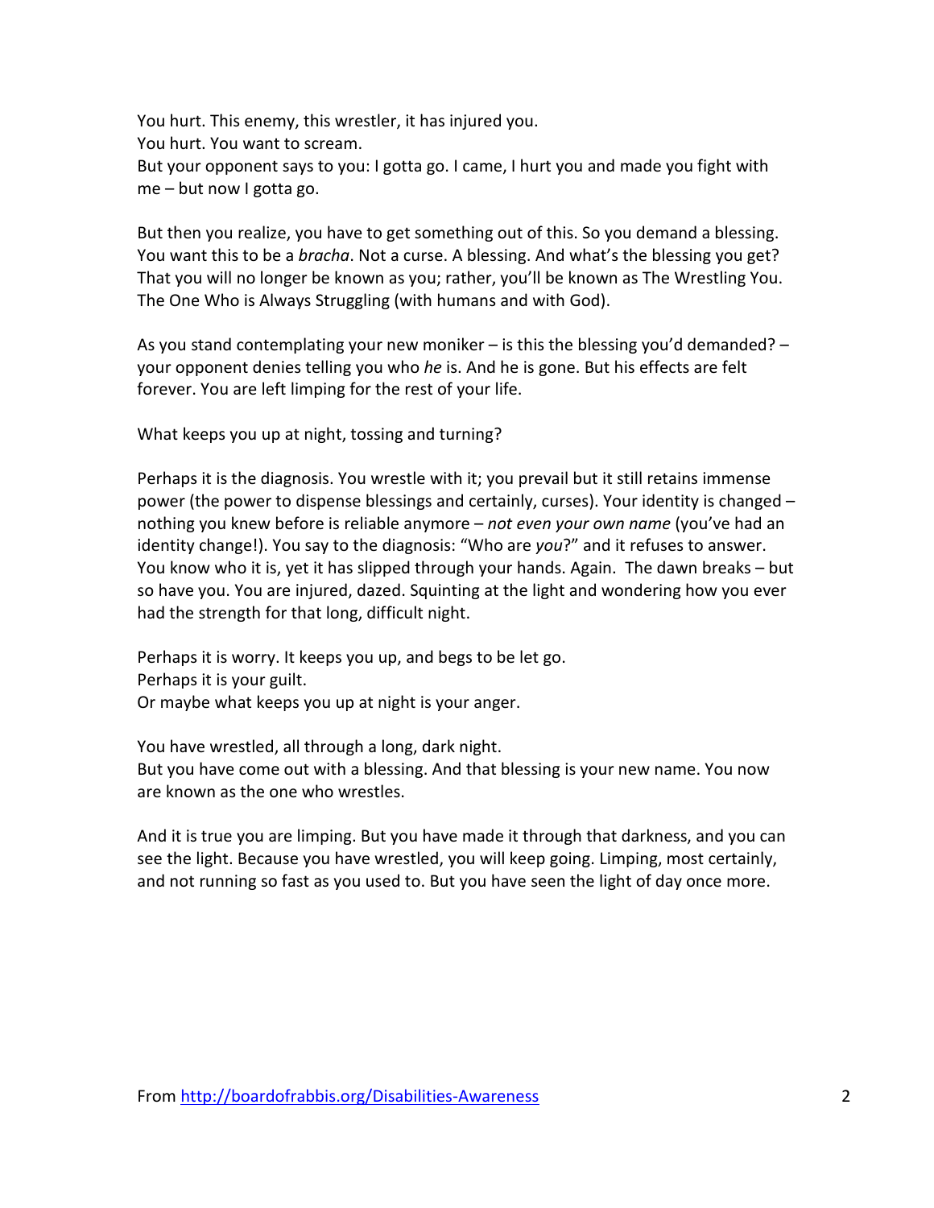You hurt. This enemy, this wrestler, it has injured you.
You hurt. You want to scream.
But your opponent says to you: I gotta go. I came, I hurt you and made you fight with me – but now I gotta go.

But then you realize, you have to get something out of this. So you demand a blessing. You want this to be a *bracha*. Not a curse. A blessing. And what's the blessing you get? That you will no longer be known as you; rather, you'll be known as The Wrestling You. The One Who is Always Struggling (with humans and with God).

As you stand contemplating your new moniker – is this the blessing you'd demanded? – your opponent denies telling you who *he* is. And he is gone. But his effects are felt forever. You are left limping for the rest of your life.

What keeps you up at night, tossing and turning?

Perhaps it is the diagnosis. You wrestle with it; you prevail but it still retains immense power (the power to dispense blessings and certainly, curses). Your identity is changed – nothing you knew before is reliable anymore – *not even your own name* (you've had an identity change!). You say to the diagnosis: "Who are *you*?" and it refuses to answer. You know who it is, yet it has slipped through your hands. Again. The dawn breaks – but so have you. You are injured, dazed. Squinting at the light and wondering how you ever had the strength for that long, difficult night.

Perhaps it is worry. It keeps you up, and begs to be let go.
Perhaps it is your guilt.
Or maybe what keeps you up at night is your anger.

You have wrestled, all through a long, dark night.
But you have come out with a blessing. And that blessing is your new name. You now are known as the one who wrestles.

And it is true you are limping. But you have made it through that darkness, and you can see the light. Because you have wrestled, you will keep going. Limping, most certainly, and not running so fast as you used to. But you have seen the light of day once more.

From http://boardofrabbis.org/Disabilities-Awareness